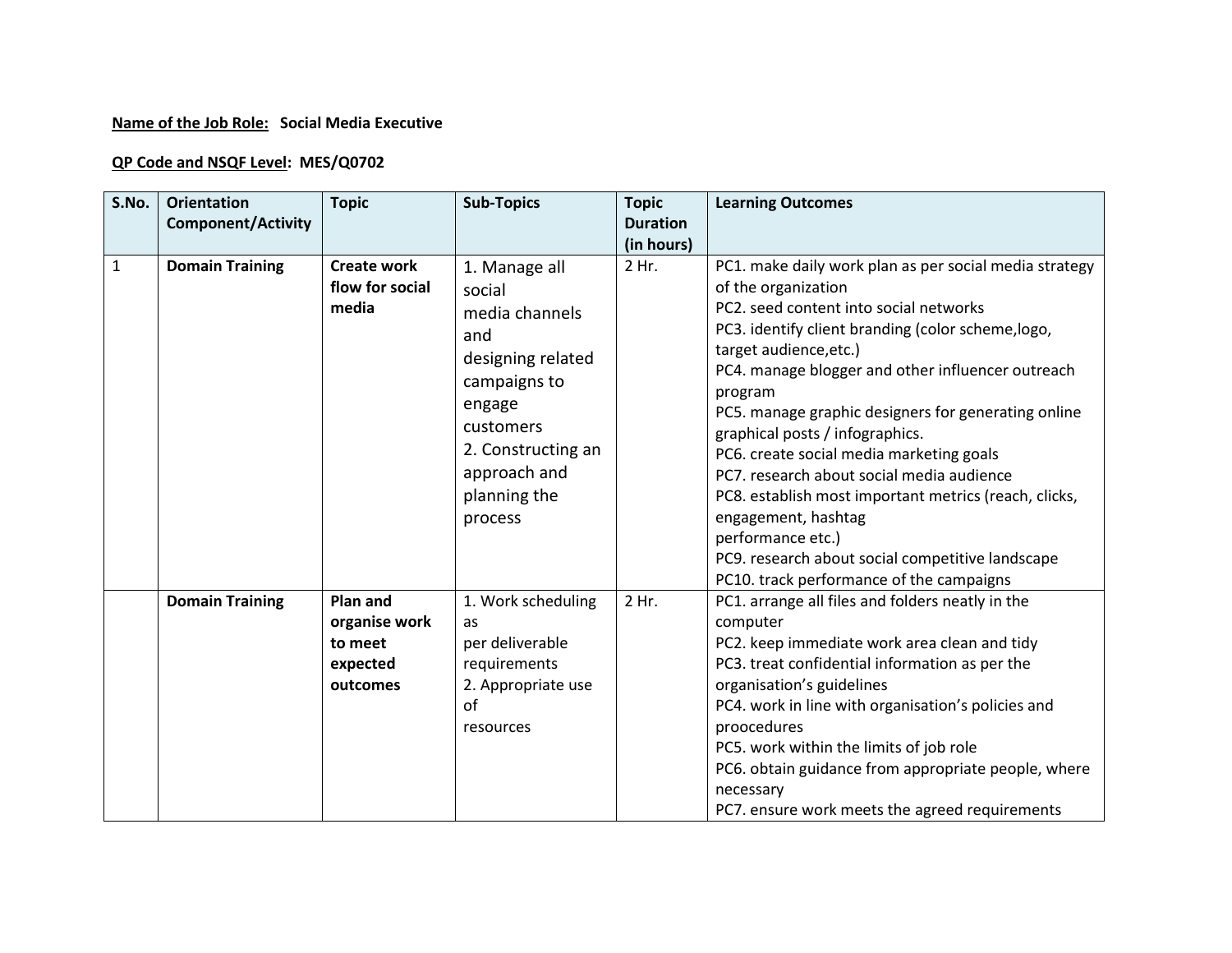**Name of the Job Role:** **Social Media Executive**

**QP Code and NSQF Level:** **MES/Q0702**

| S.No. | Orientation Component/Activity | Topic | Sub-Topics | Topic Duration (in hours) | Learning Outcomes |
|---|---|---|---|---|---|
| 1 | **Domain Training** | **Create work flow for social media** | 1. Manage all social media channels and designing related campaigns to engage customers<br>2. Constructing an approach and planning the process | 2 Hr. | PC1. make daily work plan as per social media strategy of the organization<br>PC2. seed content into social networks<br>PC3. identify client branding (color scheme,logo, target audience,etc.)<br>PC4. manage blogger and other influencer outreach program<br>PC5. manage graphic designers for generating online graphical posts / infographics.<br>PC6. create social media marketing goals<br>PC7. research about social media audience<br>PC8. establish most important metrics (reach, clicks, engagement, hashtag performance etc.)<br>PC9. research about social competitive landscape<br>PC10. track performance of the campaigns |
| | **Domain Training** | **Plan and organise work to meet expected outcomes** | 1. Work scheduling as per deliverable requirements<br>2. Appropriate use of resources | 2 Hr. | PC1. arrange all files and folders neatly in the computer<br>PC2. keep immediate work area clean and tidy<br>PC3. treat confidential information as per the organisation's guidelines<br>PC4. work in line with organisation's policies and proocedures<br>PC5. work within the limits of job role<br>PC6. obtain guidance from appropriate people, where necessary<br>PC7. ensure work meets the agreed requirements |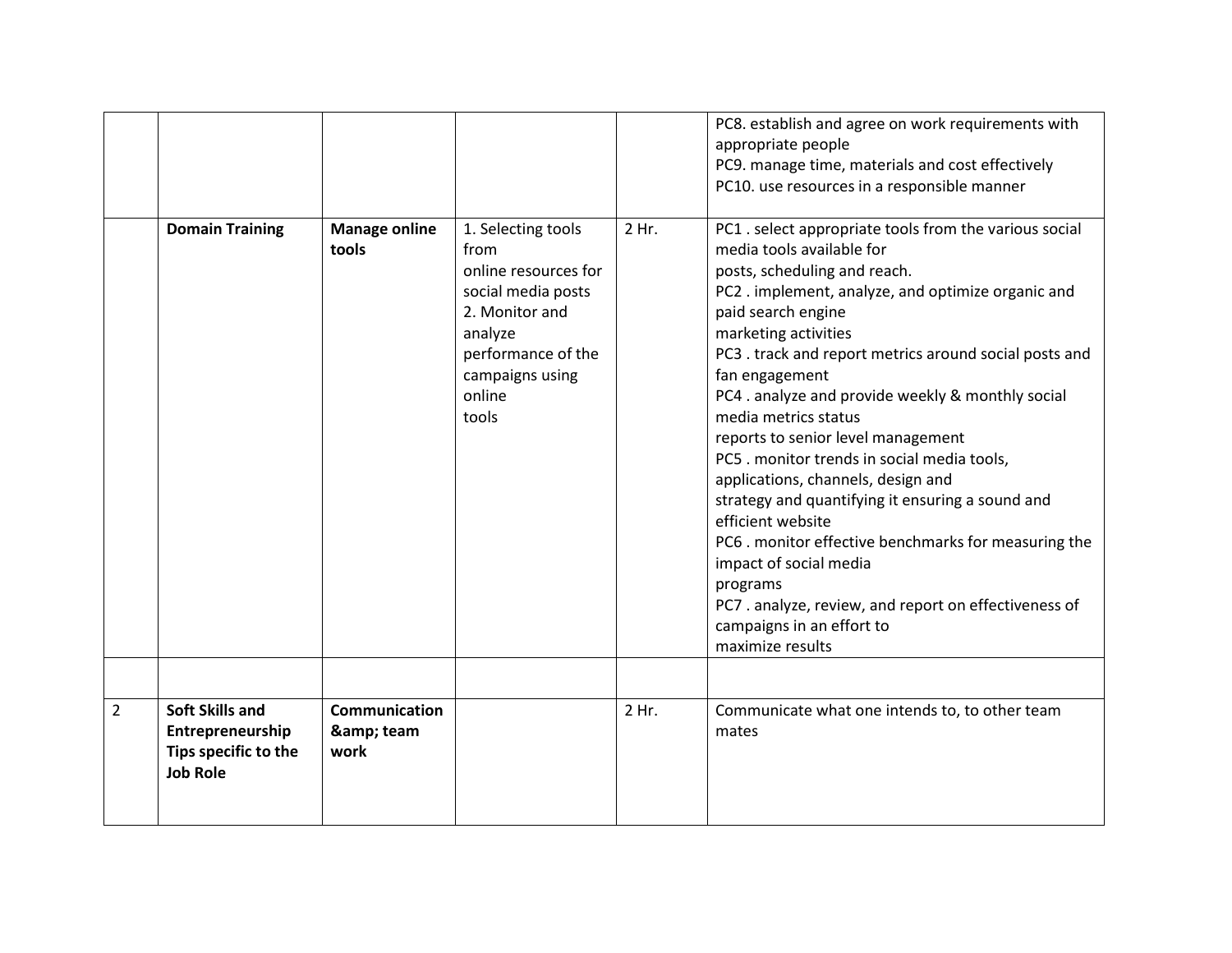| | | | | | |
|---|---|---|---|---|---|
| | | | | | PC8. establish and agree on work requirements with appropriate people<br>PC9. manage time, materials and cost effectively<br>PC10. use resources in a responsible manner |
| | **Domain Training** | **Manage online tools** | 1. Selecting tools from online resources for social media posts<br>2. Monitor and analyze performance of the campaigns using online tools | 2 Hr. | PC1 . select appropriate tools from the various social media tools available for posts, scheduling and reach.<br>PC2 . implement, analyze, and optimize organic and paid search engine marketing activities<br>PC3 . track and report metrics around social posts and fan engagement<br>PC4 . analyze and provide weekly & monthly social media metrics status reports to senior level management<br>PC5 . monitor trends in social media tools, applications, channels, design and strategy and quantifying it ensuring a sound and efficient website<br>PC6 . monitor effective benchmarks for measuring the impact of social media programs<br>PC7 . analyze, review, and report on effectiveness of campaigns in an effort to maximize results |
| | | | | | |
| 2 | **Soft Skills and Entrepreneurship Tips specific to the Job Role** | **Communication &amp; team work** | | 2 Hr. | Communicate what one intends to, to other team mates |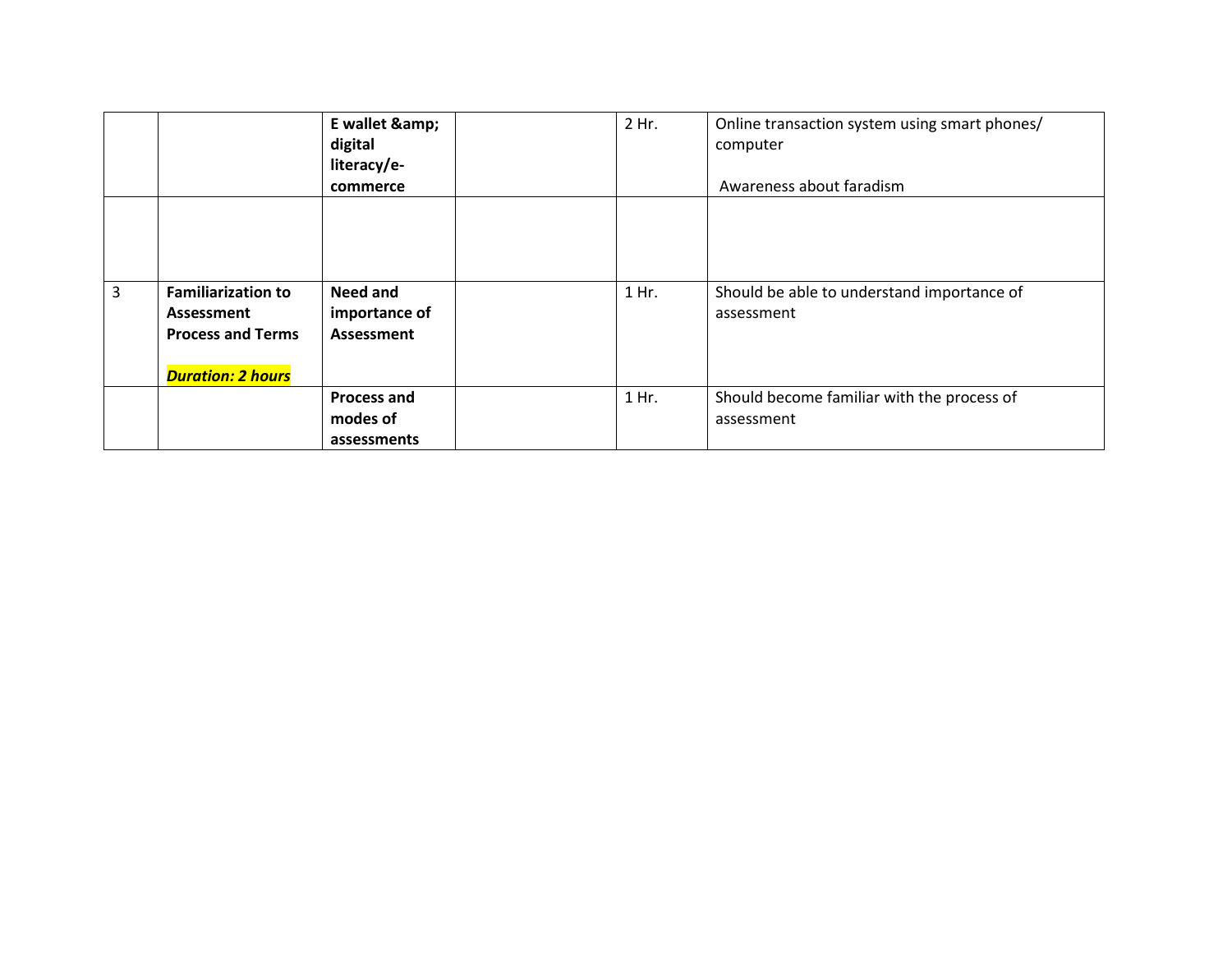| | | | | | |
|---|---|---|---|---|---|
| | | **E wallet &amp; digital literacy/e-commerce** | | 2 Hr. | Online transaction system using smart phones/ computer<br><br>Awareness about faradism |
| | | | | | |
| 3 | **Familiarization to Assessment Process and Terms**<br><br>***Duration: 2 hours*** | **Need and importance of Assessment** | | 1 Hr. | Should be able to understand importance of assessment |
| | | **Process and modes of assessments** | | 1 Hr. | Should become familiar with the process of assessment |